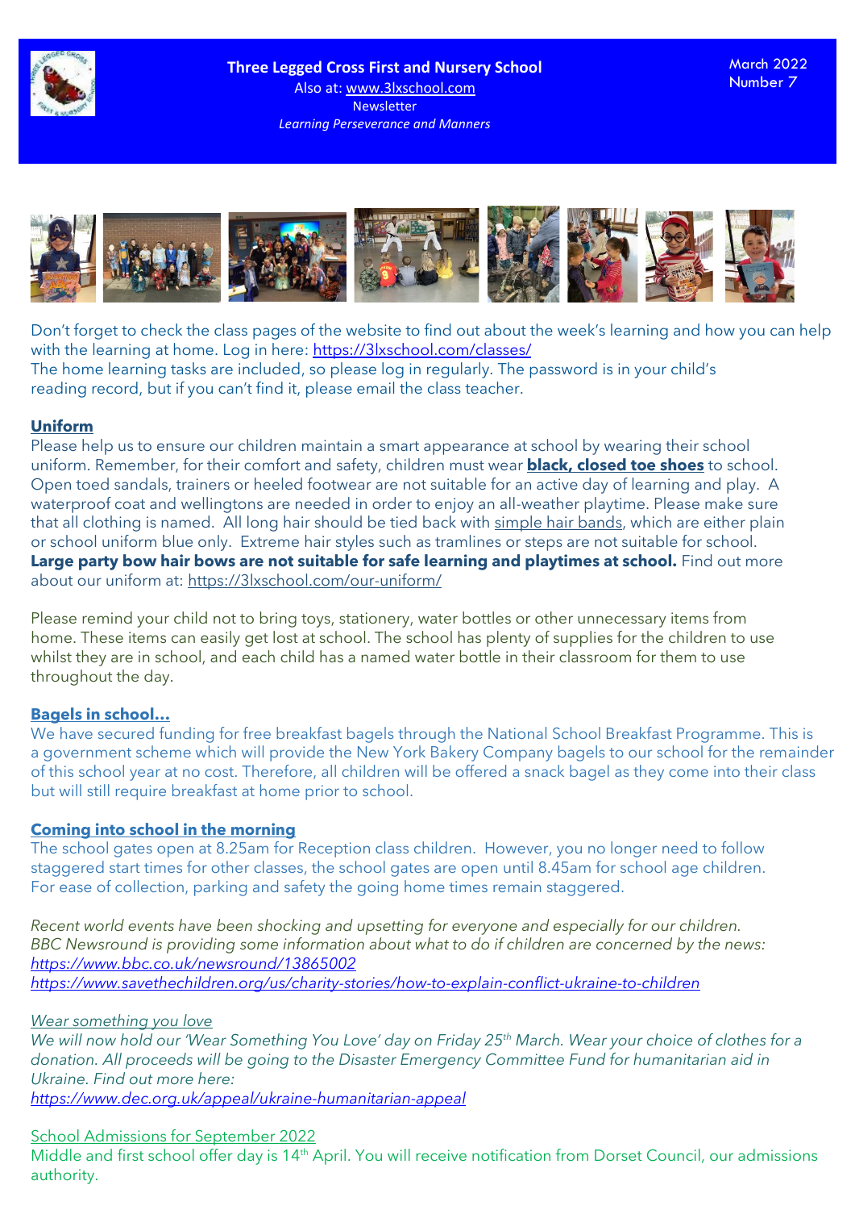# Three Legged Cross First and Nursery School

Also at: www.3lxschool.com

Newsletter

*Learning Perseverance and Manners*

March 2022
Number 7

Don't forget to check the class pages of the website to find out about the week's learning and how you can help with the learning at home. Log in here: https://3lxschool.com/classes/

The home learning tasks are included, so please log in regularly. The password is in your child's reading record, but if you can't find it, please email the class teacher.

## Uniform

Please help us to ensure our children maintain a smart appearance at school by wearing their school uniform. Remember, for their comfort and safety, children must wear **black, closed toe shoes** to school. Open toed sandals, trainers or heeled footwear are not suitable for an active day of learning and play. A waterproof coat and wellingtons are needed in order to enjoy an all-weather playtime. Please make sure that all clothing is named. All long hair should be tied back with simple hair bands, which are either plain or school uniform blue only. Extreme hair styles such as tramlines or steps are not suitable for school. **Large party bow hair bows are not suitable for safe learning and playtimes at school.** Find out more about our uniform at: https://3lxschool.com/our-uniform/

Please remind your child not to bring toys, stationery, water bottles or other unnecessary items from home. These items can easily get lost at school. The school has plenty of supplies for the children to use whilst they are in school, and each child has a named water bottle in their classroom for them to use throughout the day.

## Bagels in school…

We have secured funding for free breakfast bagels through the National School Breakfast Programme. This is a government scheme which will provide the New York Bakery Company bagels to our school for the remainder of this school year at no cost. Therefore, all children will be offered a snack bagel as they come into their class but will still require breakfast at home prior to school.

## Coming into school in the morning

The school gates open at 8.25am for Reception class children. However, you no longer need to follow staggered start times for other classes, the school gates are open until 8.45am for school age children. For ease of collection, parking and safety the going home times remain staggered.

*Recent world events have been shocking and upsetting for everyone and especially for our children. BBC Newsround is providing some information about what to do if children are concerned by the news:*
*https://www.bbc.co.uk/newsround/13865002*
*https://www.savethechildren.org/us/charity-stories/how-to-explain-conflict-ukraine-to-children*

*Wear something you love*

*We will now hold our 'Wear Something You Love' day on Friday 25th March. Wear your choice of clothes for a donation. All proceeds will be going to the Disaster Emergency Committee Fund for humanitarian aid in Ukraine. Find out more here:*
*https://www.dec.org.uk/appeal/ukraine-humanitarian-appeal*

School Admissions for September 2022

Middle and first school offer day is 14th April. You will receive notification from Dorset Council, our admissions authority.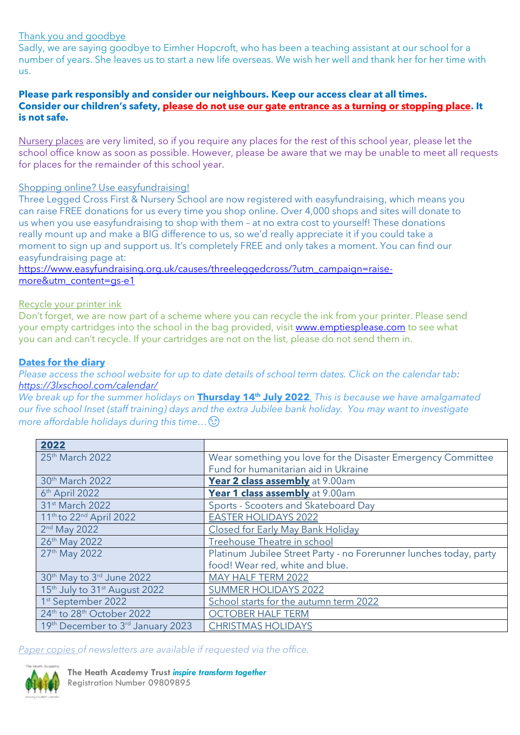Thank you and goodbye

Sadly, we are saying goodbye to Eimher Hopcroft, who has been a teaching assistant at our school for a number of years. She leaves us to start a new life overseas. We wish her well and thank her for her time with us.

**Please park responsibly and consider our neighbours. Keep our access clear at all times. Consider our children's safety, please do not use our gate entrance as a turning or stopping place. It is not safe.**

Nursery places are very limited, so if you require any places for the rest of this school year, please let the school office know as soon as possible. However, please be aware that we may be unable to meet all requests for places for the remainder of this school year.

Shopping online? Use easyfundraising!

Three Legged Cross First & Nursery School are now registered with easyfundraising, which means you can raise FREE donations for us every time you shop online. Over 4,000 shops and sites will donate to us when you use easyfundraising to shop with them – at no extra cost to yourself! These donations really mount up and make a BIG difference to us, so we'd really appreciate it if you could take a moment to sign up and support us. It's completely FREE and only takes a moment. You can find our easyfundraising page at:
https://www.easyfundraising.org.uk/causes/threeleggedcross/?utm_campaign=raise-more&utm_content=gs-e1

Recycle your printer ink

Don't forget, we are now part of a scheme where you can recycle the ink from your printer. Please send your empty cartridges into the school in the bag provided, visit www.emptiesplease.com to see what you can and can't recycle. If your cartridges are not on the list, please do not send them in.

**Dates for the diary**

*Please access the school website for up to date details of school term dates. Click on the calendar tab: https://3lxschool.com/calendar/*

*We break up for the summer holidays on* ***Thursday 14th July 2022****. This is because we have amalgamated our five school Inset (staff training) days and the extra Jubilee bank holiday. You may want to investigate more affordable holidays during this time…* 😉

| **2022** | |
|---|---|
| 25th March 2022 | Wear something you love for the Disaster Emergency Committee Fund for humanitarian aid in Ukraine |
| 30th March 2022 | **Year 2 class assembly** at 9.00am |
| 6th April 2022 | **Year 1 class assembly** at 9.00am |
| 31st March 2022 | Sports - Scooters and Skateboard Day |
| 11th to 22nd April 2022 | EASTER HOLIDAYS 2022 |
| 2nd May 2022 | Closed for Early May Bank Holiday |
| 26th May 2022 | Treehouse Theatre in school |
| 27th May 2022 | Platinum Jubilee Street Party - no Forerunner lunches today, party food! Wear red, white and blue. |
| 30th May to 3rd June 2022 | MAY HALF TERM 2022 |
| 15th July to 31st August 2022 | SUMMER HOLIDAYS 2022 |
| 1st September 2022 | School starts for the autumn term 2022 |
| 24th to 28th October 2022 | OCTOBER HALF TERM |
| 19th December to 3rd January 2023 | CHRISTMAS HOLIDAYS |

*Paper copies of newsletters are available if requested via the office.*

**The Heath Academy Trust** ***inspire transform together***
Registration Number 09809895